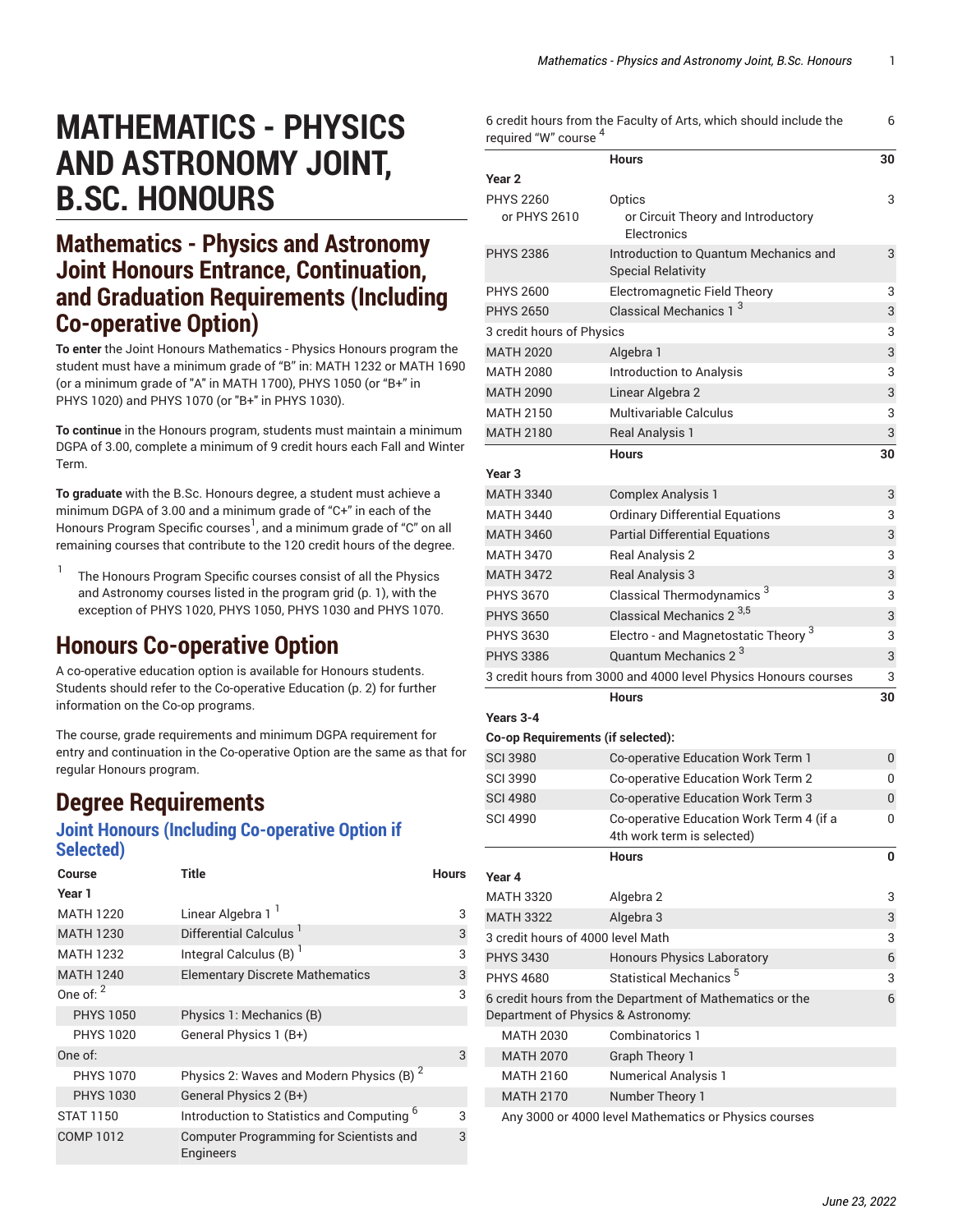# MATHEMATICS - PHYSICS AND ASTRONOMY JOINT, B.SC. HONOURS

## Mathematics - Physics and Astronomy Joint Honours Entrance, Continuation, and Graduation Requirements (Including Co-operative Option)

**To enter** the Joint Honours Mathematics - Physics Honours program the student must have a minimum grade of "B" in: MATH 1232 or MATH 1690 (or a minimum grade of "A" in MATH 1700), PHYS 1050 (or "B+" in PHYS 1020) and PHYS 1070 (or "B+" in PHYS 1030).

**To continue** in the Honours program, students must maintain a minimum DGPA of 3.00, complete a minimum of 9 credit hours each Fall and Winter Term.

**To graduate** with the B.Sc. Honours degree, a student must achieve a minimum DGPA of 3.00 and a minimum grade of "C+" in each of the Honours Program Specific courses[1], and a minimum grade of "C" on all remaining courses that contribute to the 120 credit hours of the degree.

[1] The Honours Program Specific courses consist of all the Physics and Astronomy courses listed in the program grid (p. 1), with the exception of PHYS 1020, PHYS 1050, PHYS 1030 and PHYS 1070.

## Honours Co-operative Option

A co-operative education option is available for Honours students. Students should refer to the Co-operative Education (p. 2) for further information on the Co-op programs.

The course, grade requirements and minimum DGPA requirement for entry and continuation in the Co-operative Option are the same as that for regular Honours program.

## Degree Requirements

### Joint Honours (Including Co-operative Option if Selected)

| Course | Title | Hours |
|---|---|---|
| **Year 1** | | |
| MATH 1220 | Linear Algebra 1 [1] | 3 |
| MATH 1230 | Differential Calculus [1] | 3 |
| MATH 1232 | Integral Calculus (B) [1] | 3 |
| MATH 1240 | Elementary Discrete Mathematics | 3 |
| One of: [2] | | 3 |
| PHYS 1050 | Physics 1: Mechanics (B) | |
| PHYS 1020 | General Physics 1 (B+) | |
| One of: | | 3 |
| PHYS 1070 | Physics 2: Waves and Modern Physics (B) [2] | |
| PHYS 1030 | General Physics 2 (B+) | |
| STAT 1150 | Introduction to Statistics and Computing [6] | 3 |
| COMP 1012 | Computer Programming for Scientists and Engineers | 3 |
| 6 credit hours from the Faculty of Arts, which should include the required "W" course [4] | | 6 |
| | **Hours** | **30** |
| **Year 2** | | |
| PHYS 2260 or PHYS 2610 | Optics or Circuit Theory and Introductory Electronics | 3 |
| PHYS 2386 | Introduction to Quantum Mechanics and Special Relativity | 3 |
| PHYS 2600 | Electromagnetic Field Theory | 3 |
| PHYS 2650 | Classical Mechanics 1 [3] | 3 |
| 3 credit hours of Physics | | 3 |
| MATH 2020 | Algebra 1 | 3 |
| MATH 2080 | Introduction to Analysis | 3 |
| MATH 2090 | Linear Algebra 2 | 3 |
| MATH 2150 | Multivariable Calculus | 3 |
| MATH 2180 | Real Analysis 1 | 3 |
| | **Hours** | **30** |
| **Year 3** | | |
| MATH 3340 | Complex Analysis 1 | 3 |
| MATH 3440 | Ordinary Differential Equations | 3 |
| MATH 3460 | Partial Differential Equations | 3 |
| MATH 3470 | Real Analysis 2 | 3 |
| MATH 3472 | Real Analysis 3 | 3 |
| PHYS 3670 | Classical Thermodynamics [3] | 3 |
| PHYS 3650 | Classical Mechanics 2 [3,5] | 3 |
| PHYS 3630 | Electro - and Magnetostatic Theory [3] | 3 |
| PHYS 3386 | Quantum Mechanics 2 [3] | 3 |
| 3 credit hours from 3000 and 4000 level Physics Honours courses | | 3 |
| | **Hours** | **30** |
| **Years 3-4** | | |
| **Co-op Requirements (if selected):** | | |
| SCI 3980 | Co-operative Education Work Term 1 | 0 |
| SCI 3990 | Co-operative Education Work Term 2 | 0 |
| SCI 4980 | Co-operative Education Work Term 3 | 0 |
| SCI 4990 | Co-operative Education Work Term 4 (if a 4th work term is selected) | 0 |
| | **Hours** | **0** |
| **Year 4** | | |
| MATH 3320 | Algebra 2 | 3 |
| MATH 3322 | Algebra 3 | 3 |
| 3 credit hours of 4000 level Math | | 3 |
| PHYS 3430 | Honours Physics Laboratory | 6 |
| PHYS 4680 | Statistical Mechanics [5] | 3 |
| 6 credit hours from the Department of Mathematics or the Department of Physics & Astronomy: | | 6 |
| MATH 2030 | Combinatorics 1 | |
| MATH 2070 | Graph Theory 1 | |
| MATH 2160 | Numerical Analysis 1 | |
| MATH 2170 | Number Theory 1 | |
| Any 3000 or 4000 level Mathematics or Physics courses | | |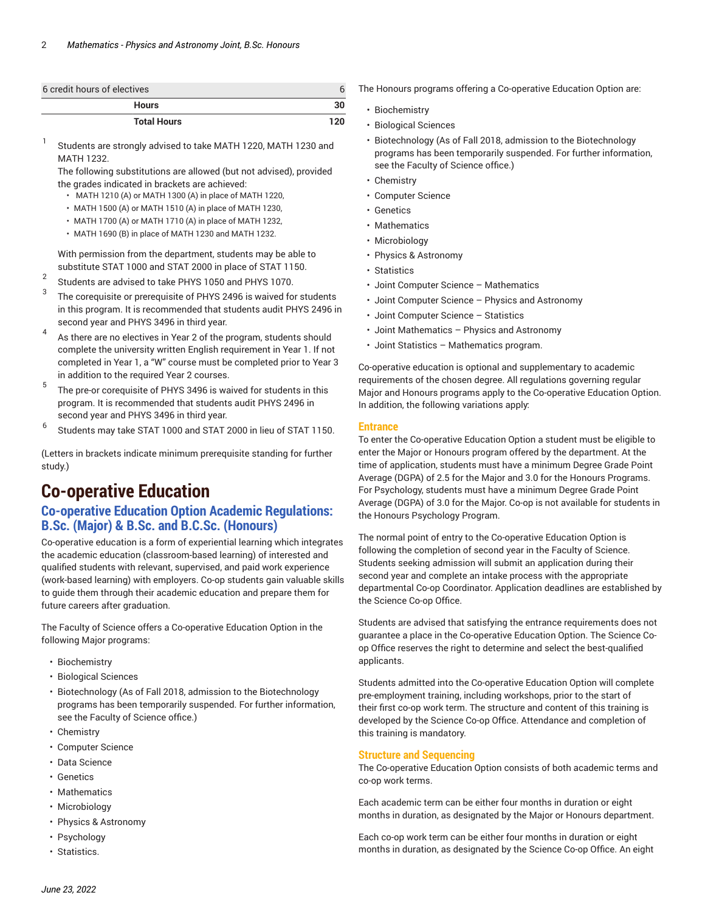| 6 credit hours of electives | 6 |
| --- | --- |
| **Hours** | **30** |
| **Total Hours** | **120** |

1. Students are strongly advised to take MATH 1220, MATH 1230 and MATH 1232.
   The following substitutions are allowed (but not advised), provided the grades indicated in brackets are achieved:
   - MATH 1210 (A) or MATH 1300 (A) in place of MATH 1220,
   - MATH 1500 (A) or MATH 1510 (A) in place of MATH 1230,
   - MATH 1700 (A) or MATH 1710 (A) in place of MATH 1232,
   - MATH 1690 (B) in place of MATH 1230 and MATH 1232.

   With permission from the department, students may be able to substitute STAT 1000 and STAT 2000 in place of STAT 1150.
2. Students are advised to take PHYS 1050 and PHYS 1070.
3. The corequisite or prerequisite of PHYS 2496 is waived for students in this program. It is recommended that students audit PHYS 2496 in second year and PHYS 3496 in third year.
4. As there are no electives in Year 2 of the program, students should complete the university written English requirement in Year 1. If not completed in Year 1, a "W" course must be completed prior to Year 3 in addition to the required Year 2 courses.
5. The pre-or corequisite of PHYS 3496 is waived for students in this program. It is recommended that students audit PHYS 2496 in second year and PHYS 3496 in third year.
6. Students may take STAT 1000 and STAT 2000 in lieu of STAT 1150.

(Letters in brackets indicate minimum prerequisite standing for further study.)

# Co-operative Education

## Co-operative Education Option Academic Regulations: B.Sc. (Major) & B.Sc. and B.C.Sc. (Honours)

Co-operative education is a form of experiential learning which integrates the academic education (classroom-based learning) of interested and qualified students with relevant, supervised, and paid work experience (work-based learning) with employers. Co-op students gain valuable skills to guide them through their academic education and prepare them for future careers after graduation.

The Faculty of Science offers a Co-operative Education Option in the following Major programs:

- Biochemistry
- Biological Sciences
- Biotechnology (As of Fall 2018, admission to the Biotechnology programs has been temporarily suspended. For further information, see the Faculty of Science office.)
- Chemistry
- Computer Science
- Data Science
- Genetics
- Mathematics
- Microbiology
- Physics & Astronomy
- Psychology
- Statistics.

The Honours programs offering a Co-operative Education Option are:

- Biochemistry
- Biological Sciences
- Biotechnology (As of Fall 2018, admission to the Biotechnology programs has been temporarily suspended. For further information, see the Faculty of Science office.)
- Chemistry
- Computer Science
- Genetics
- Mathematics
- Microbiology
- Physics & Astronomy
- Statistics
- Joint Computer Science – Mathematics
- Joint Computer Science – Physics and Astronomy
- Joint Computer Science – Statistics
- Joint Mathematics – Physics and Astronomy
- Joint Statistics – Mathematics program.

Co-operative education is optional and supplementary to academic requirements of the chosen degree. All regulations governing regular Major and Honours programs apply to the Co-operative Education Option. In addition, the following variations apply:

### Entrance

To enter the Co-operative Education Option a student must be eligible to enter the Major or Honours program offered by the department. At the time of application, students must have a minimum Degree Grade Point Average (DGPA) of 2.5 for the Major and 3.0 for the Honours Programs. For Psychology, students must have a minimum Degree Grade Point Average (DGPA) of 3.0 for the Major. Co-op is not available for students in the Honours Psychology Program.

The normal point of entry to the Co-operative Education Option is following the completion of second year in the Faculty of Science. Students seeking admission will submit an application during their second year and complete an intake process with the appropriate departmental Co-op Coordinator. Application deadlines are established by the Science Co-op Office.

Students are advised that satisfying the entrance requirements does not guarantee a place in the Co-operative Education Option. The Science Co-op Office reserves the right to determine and select the best-qualified applicants.

Students admitted into the Co-operative Education Option will complete pre-employment training, including workshops, prior to the start of their first co-op work term. The structure and content of this training is developed by the Science Co-op Office. Attendance and completion of this training is mandatory.

### Structure and Sequencing

The Co-operative Education Option consists of both academic terms and co-op work terms.

Each academic term can be either four months in duration or eight months in duration, as designated by the Major or Honours department.

Each co-op work term can be either four months in duration or eight months in duration, as designated by the Science Co-op Office. An eight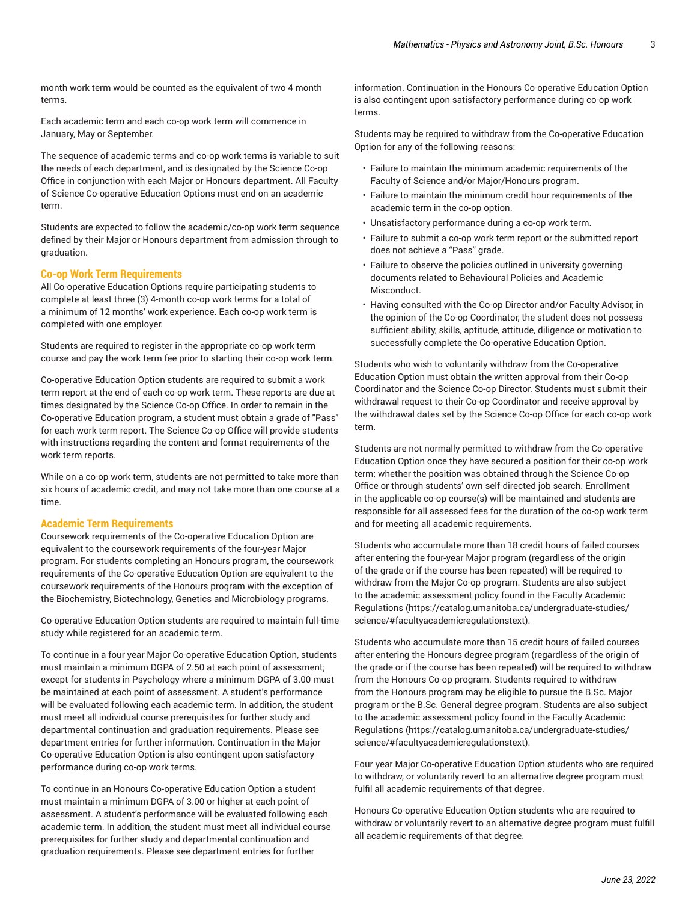month work term would be counted as the equivalent of two 4 month terms.

Each academic term and each co-op work term will commence in January, May or September.

The sequence of academic terms and co-op work terms is variable to suit the needs of each department, and is designated by the Science Co-op Office in conjunction with each Major or Honours department. All Faculty of Science Co-operative Education Options must end on an academic term.

Students are expected to follow the academic/co-op work term sequence defined by their Major or Honours department from admission through to graduation.

### Co-op Work Term Requirements

All Co-operative Education Options require participating students to complete at least three (3) 4-month co-op work terms for a total of a minimum of 12 months' work experience. Each co-op work term is completed with one employer.

Students are required to register in the appropriate co-op work term course and pay the work term fee prior to starting their co-op work term.

Co-operative Education Option students are required to submit a work term report at the end of each co-op work term. These reports are due at times designated by the Science Co-op Office. In order to remain in the Co-operative Education program, a student must obtain a grade of "Pass" for each work term report. The Science Co-op Office will provide students with instructions regarding the content and format requirements of the work term reports.

While on a co-op work term, students are not permitted to take more than six hours of academic credit, and may not take more than one course at a time.

### Academic Term Requirements

Coursework requirements of the Co-operative Education Option are equivalent to the coursework requirements of the four-year Major program. For students completing an Honours program, the coursework requirements of the Co-operative Education Option are equivalent to the coursework requirements of the Honours program with the exception of the Biochemistry, Biotechnology, Genetics and Microbiology programs.

Co-operative Education Option students are required to maintain full-time study while registered for an academic term.

To continue in a four year Major Co-operative Education Option, students must maintain a minimum DGPA of 2.50 at each point of assessment; except for students in Psychology where a minimum DGPA of 3.00 must be maintained at each point of assessment. A student's performance will be evaluated following each academic term. In addition, the student must meet all individual course prerequisites for further study and departmental continuation and graduation requirements. Please see department entries for further information. Continuation in the Major Co-operative Education Option is also contingent upon satisfactory performance during co-op work terms.

To continue in an Honours Co-operative Education Option a student must maintain a minimum DGPA of 3.00 or higher at each point of assessment. A student's performance will be evaluated following each academic term. In addition, the student must meet all individual course prerequisites for further study and departmental continuation and graduation requirements. Please see department entries for further information. Continuation in the Honours Co-operative Education Option is also contingent upon satisfactory performance during co-op work terms.

Students may be required to withdraw from the Co-operative Education Option for any of the following reasons:

- Failure to maintain the minimum academic requirements of the Faculty of Science and/or Major/Honours program.
- Failure to maintain the minimum credit hour requirements of the academic term in the co-op option.
- Unsatisfactory performance during a co-op work term.
- Failure to submit a co-op work term report or the submitted report does not achieve a "Pass" grade.
- Failure to observe the policies outlined in university governing documents related to Behavioural Policies and Academic Misconduct.
- Having consulted with the Co-op Director and/or Faculty Advisor, in the opinion of the Co-op Coordinator, the student does not possess sufficient ability, skills, aptitude, attitude, diligence or motivation to successfully complete the Co-operative Education Option.

Students who wish to voluntarily withdraw from the Co-operative Education Option must obtain the written approval from their Co-op Coordinator and the Science Co-op Director. Students must submit their withdrawal request to their Co-op Coordinator and receive approval by the withdrawal dates set by the Science Co-op Office for each co-op work term.

Students are not normally permitted to withdraw from the Co-operative Education Option once they have secured a position for their co-op work term; whether the position was obtained through the Science Co-op Office or through students' own self-directed job search. Enrollment in the applicable co-op course(s) will be maintained and students are responsible for all assessed fees for the duration of the co-op work term and for meeting all academic requirements.

Students who accumulate more than 18 credit hours of failed courses after entering the four-year Major program (regardless of the origin of the grade or if the course has been repeated) will be required to withdraw from the Major Co-op program. Students are also subject to the academic assessment policy found in the Faculty Academic Regulations (https://catalog.umanitoba.ca/undergraduate-studies/science/#facultyacademicregulationstext).

Students who accumulate more than 15 credit hours of failed courses after entering the Honours degree program (regardless of the origin of the grade or if the course has been repeated) will be required to withdraw from the Honours Co-op program. Students required to withdraw from the Honours program may be eligible to pursue the B.Sc. Major program or the B.Sc. General degree program. Students are also subject to the academic assessment policy found in the Faculty Academic Regulations (https://catalog.umanitoba.ca/undergraduate-studies/science/#facultyacademicregulationstext).

Four year Major Co-operative Education Option students who are required to withdraw, or voluntarily revert to an alternative degree program must fulfil all academic requirements of that degree.

Honours Co-operative Education Option students who are required to withdraw or voluntarily revert to an alternative degree program must fulfill all academic requirements of that degree.